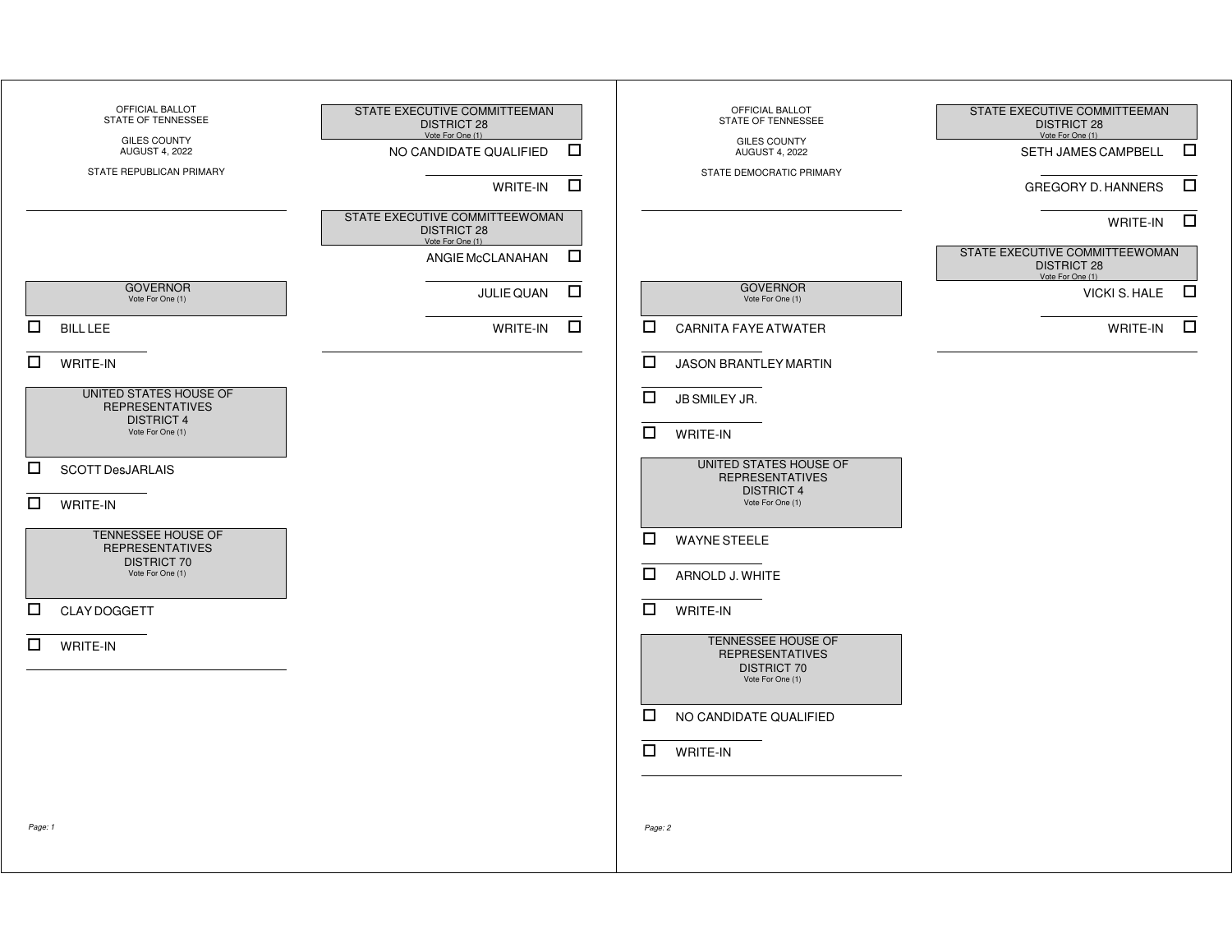OFFICIAL BALLOT
STATE OF TENNESSEE

GILES COUNTY
AUGUST 4, 2022

STATE REPUBLICAN PRIMARY

### GOVERNOR
Vote For One (1)

- ☐ BILL LEE
- ☐ WRITE-IN

### UNITED STATES HOUSE OF REPRESENTATIVES DISTRICT 4
Vote For One (1)

- ☐ SCOTT DesJARLAIS
- ☐ WRITE-IN

### TENNESSEE HOUSE OF REPRESENTATIVES DISTRICT 70
Vote For One (1)

- ☐ CLAY DOGGETT
- ☐ WRITE-IN

### STATE EXECUTIVE COMMITTEEMAN DISTRICT 28
Vote For One (1)

- NO CANDIDATE QUALIFIED ☐
- WRITE-IN ☐

### STATE EXECUTIVE COMMITTEEWOMAN DISTRICT 28
Vote For One (1)

- ANGIE McCLANAHAN ☐
- JULIE QUAN ☐
- WRITE-IN ☐

---

OFFICIAL BALLOT
STATE OF TENNESSEE

GILES COUNTY
AUGUST 4, 2022

STATE DEMOCRATIC PRIMARY

### GOVERNOR
Vote For One (1)

- ☐ CARNITA FAYE ATWATER
- ☐ JASON BRANTLEY MARTIN
- ☐ JB SMILEY JR.
- ☐ WRITE-IN

### UNITED STATES HOUSE OF REPRESENTATIVES DISTRICT 4
Vote For One (1)

- ☐ WAYNE STEELE
- ☐ ARNOLD J. WHITE
- ☐ WRITE-IN

### TENNESSEE HOUSE OF REPRESENTATIVES DISTRICT 70
Vote For One (1)

- ☐ NO CANDIDATE QUALIFIED
- ☐ WRITE-IN

### STATE EXECUTIVE COMMITTEEMAN DISTRICT 28
Vote For One (1)

- SETH JAMES CAMPBELL ☐
- GREGORY D. HANNERS ☐
- WRITE-IN ☐

### STATE EXECUTIVE COMMITTEEWOMAN DISTRICT 28
Vote For One (1)

- VICKI S. HALE ☐
- WRITE-IN ☐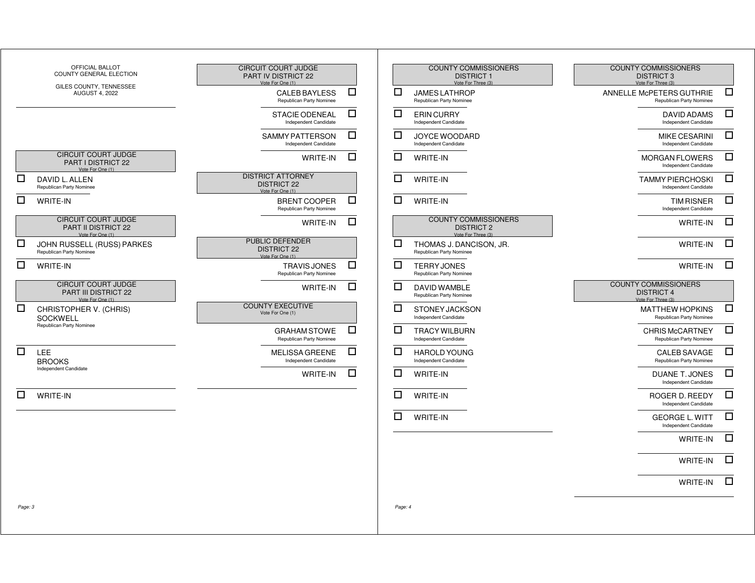OFFICIAL BALLOT
COUNTY GENERAL ELECTION

GILES COUNTY, TENNESSEE
AUGUST 4, 2022

### CIRCUIT COURT JUDGE PART I DISTRICT 22
Vote For One (1)

- ☐ DAVID L. ALLEN — Republican Party Nominee
- ☐ WRITE-IN

### CIRCUIT COURT JUDGE PART II DISTRICT 22
Vote For One (1)

- ☐ JOHN RUSSELL (RUSS) PARKES — Republican Party Nominee
- ☐ WRITE-IN

### CIRCUIT COURT JUDGE PART III DISTRICT 22
Vote For One (1)

- ☐ CHRISTOPHER V. (CHRIS) SOCKWELL — Republican Party Nominee
- ☐ LEE BROOKS — Independent Candidate
- ☐ WRITE-IN

### CIRCUIT COURT JUDGE PART IV DISTRICT 22
Vote For One (1)

- ☐ CALEB BAYLESS — Republican Party Nominee
- ☐ STACIE ODENEAL — Independent Candidate
- ☐ SAMMY PATTERSON — Independent Candidate
- ☐ WRITE-IN

### DISTRICT ATTORNEY DISTRICT 22
Vote For One (1)

- ☐ BRENT COOPER — Republican Party Nominee
- ☐ WRITE-IN

### PUBLIC DEFENDER DISTRICT 22
Vote For One (1)

- ☐ TRAVIS JONES — Republican Party Nominee
- ☐ WRITE-IN

### COUNTY EXECUTIVE
Vote For One (1)

- ☐ GRAHAM STOWE — Republican Party Nominee
- ☐ MELISSA GREENE — Independent Candidate
- ☐ WRITE-IN

### COUNTY COMMISSIONERS DISTRICT 1
Vote For Three (3)

- ☐ JAMES LATHROP — Republican Party Nominee
- ☐ ERIN CURRY — Independent Candidate
- ☐ JOYCE WOODARD — Independent Candidate
- ☐ WRITE-IN
- ☐ WRITE-IN
- ☐ WRITE-IN

### COUNTY COMMISSIONERS DISTRICT 2
Vote For Three (3)

- ☐ THOMAS J. DANCISON, JR. — Republican Party Nominee
- ☐ TERRY JONES — Republican Party Nominee
- ☐ DAVID WAMBLE — Republican Party Nominee
- ☐ STONEY JACKSON — Independent Candidate
- ☐ TRACY WILBURN — Independent Candidate
- ☐ HAROLD YOUNG — Independent Candidate
- ☐ WRITE-IN
- ☐ WRITE-IN
- ☐ WRITE-IN

### COUNTY COMMISSIONERS DISTRICT 3
Vote For Three (3)

- ☐ ANNELLE McPETERS GUTHRIE — Republican Party Nominee
- ☐ DAVID ADAMS — Independent Candidate
- ☐ MIKE CESARINI — Independent Candidate
- ☐ MORGAN FLOWERS — Independent Candidate
- ☐ TAMMY PIERCHOSKI — Independent Candidate
- ☐ TIM RISNER — Independent Candidate
- ☐ WRITE-IN
- ☐ WRITE-IN
- ☐ WRITE-IN

### COUNTY COMMISSIONERS DISTRICT 4
Vote For Three (3)

- ☐ MATTHEW HOPKINS — Republican Party Nominee
- ☐ CHRIS McCARTNEY — Republican Party Nominee
- ☐ CALEB SAVAGE — Republican Party Nominee
- ☐ DUANE T. JONES — Independent Candidate
- ☐ ROGER D. REEDY — Independent Candidate
- ☐ GEORGE L. WITT — Independent Candidate
- ☐ WRITE-IN
- ☐ WRITE-IN
- ☐ WRITE-IN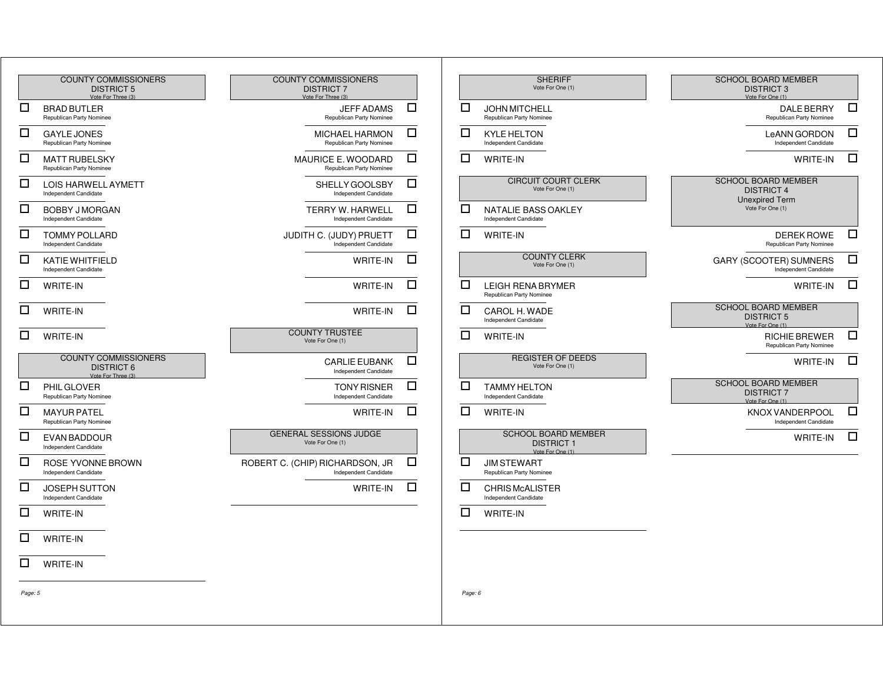## COUNTY COMMISSIONERS DISTRICT 5
Vote For Three (3)

- ☐ BRAD BUTLER — Republican Party Nominee
- ☐ GAYLE JONES — Republican Party Nominee
- ☐ MATT RUBELSKY — Republican Party Nominee
- ☐ LOIS HARWELL AYMETT — Independent Candidate
- ☐ BOBBY J MORGAN — Independent Candidate
- ☐ TOMMY POLLARD — Independent Candidate
- ☐ KATIE WHITFIELD — Independent Candidate
- ☐ WRITE-IN
- ☐ WRITE-IN
- ☐ WRITE-IN

## COUNTY COMMISSIONERS DISTRICT 6
Vote For Three (3)

- ☐ PHIL GLOVER — Republican Party Nominee
- ☐ MAYUR PATEL — Republican Party Nominee
- ☐ EVAN BADDOUR — Independent Candidate
- ☐ ROSE YVONNE BROWN — Independent Candidate
- ☐ JOSEPH SUTTON — Independent Candidate
- ☐ WRITE-IN
- ☐ WRITE-IN
- ☐ WRITE-IN

## COUNTY COMMISSIONERS DISTRICT 7
Vote For Three (3)

- ☐ JEFF ADAMS — Republican Party Nominee
- ☐ MICHAEL HARMON — Republican Party Nominee
- ☐ MAURICE E. WOODARD — Republican Party Nominee
- ☐ SHELLY GOOLSBY — Independent Candidate
- ☐ TERRY W. HARWELL — Independent Candidate
- ☐ JUDITH C. (JUDY) PRUETT — Independent Candidate
- ☐ WRITE-IN
- ☐ WRITE-IN
- ☐ WRITE-IN

## COUNTY TRUSTEE
Vote For One (1)

- ☐ CARLIE EUBANK — Independent Candidate
- ☐ TONY RISNER — Independent Candidate
- ☐ WRITE-IN

## GENERAL SESSIONS JUDGE
Vote For One (1)

- ☐ ROBERT C. (CHIP) RICHARDSON, JR — Independent Candidate
- ☐ WRITE-IN

## SHERIFF
Vote For One (1)

- ☐ JOHN MITCHELL — Republican Party Nominee
- ☐ KYLE HELTON — Independent Candidate
- ☐ WRITE-IN

## CIRCUIT COURT CLERK
Vote For One (1)

- ☐ NATALIE BASS OAKLEY — Independent Candidate
- ☐ WRITE-IN

## COUNTY CLERK
Vote For One (1)

- ☐ LEIGH RENA BRYMER — Republican Party Nominee
- ☐ CAROL H. WADE — Independent Candidate
- ☐ WRITE-IN

## REGISTER OF DEEDS
Vote For One (1)

- ☐ TAMMY HELTON — Independent Candidate
- ☐ WRITE-IN

## SCHOOL BOARD MEMBER DISTRICT 1
Vote For One (1)

- ☐ JIM STEWART — Republican Party Nominee
- ☐ CHRIS McALISTER — Independent Candidate
- ☐ WRITE-IN

## SCHOOL BOARD MEMBER DISTRICT 3
Vote For One (1)

- ☐ DALE BERRY — Republican Party Nominee
- ☐ LeANN GORDON — Independent Candidate
- ☐ WRITE-IN

## SCHOOL BOARD MEMBER DISTRICT 4
Unexpired Term
Vote For One (1)

- ☐ DEREK ROWE — Republican Party Nominee
- ☐ GARY (SCOOTER) SUMNERS — Independent Candidate
- ☐ WRITE-IN

## SCHOOL BOARD MEMBER DISTRICT 5
Vote For One (1)

- ☐ RICHIE BREWER — Republican Party Nominee
- ☐ WRITE-IN

## SCHOOL BOARD MEMBER DISTRICT 7
Vote For One (1)

- ☐ KNOX VANDERPOOL — Independent Candidate
- ☐ WRITE-IN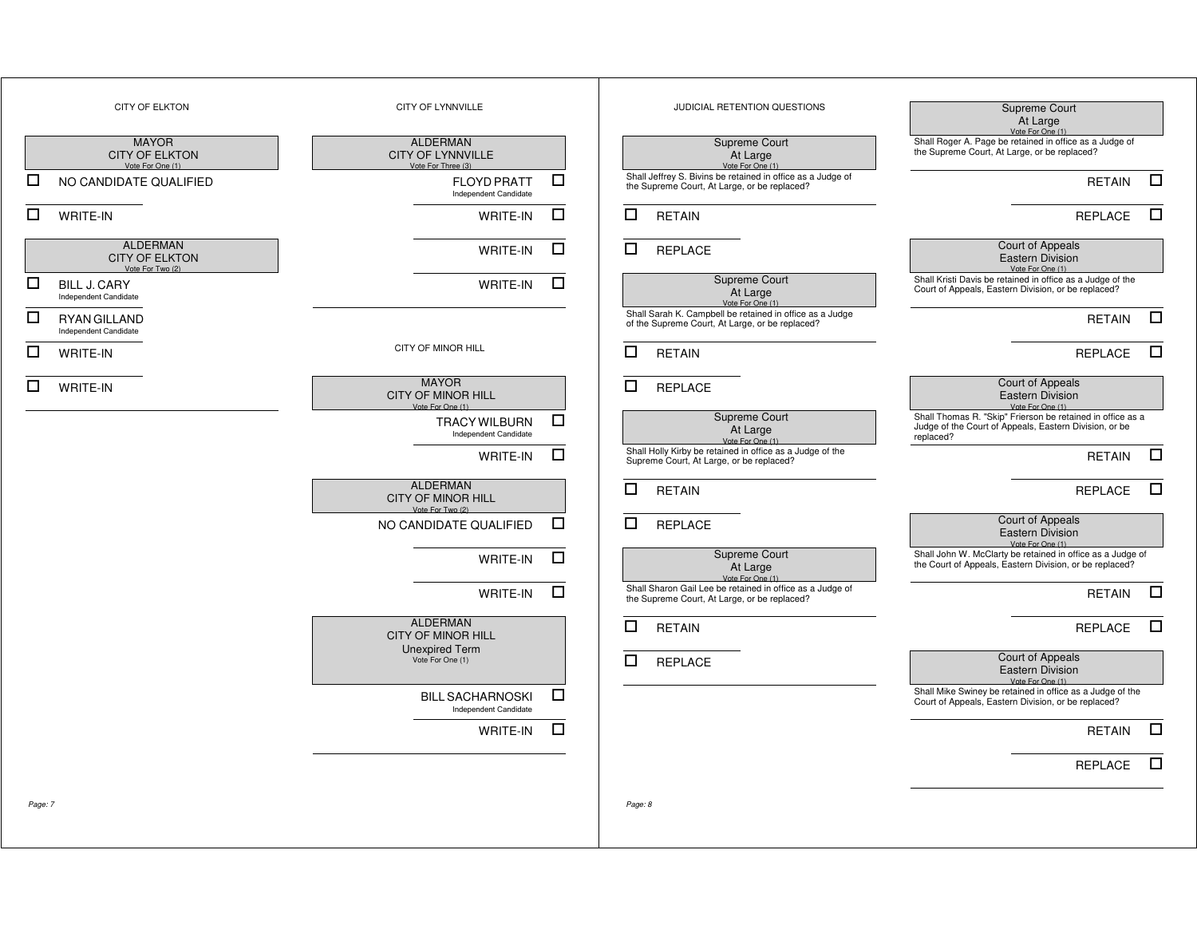## CITY OF ELKTON

### MAYOR
CITY OF ELKTON
Vote For One (1)

- ☐ NO CANDIDATE QUALIFIED
- ☐ WRITE-IN

### ALDERMAN
CITY OF ELKTON
Vote For Two (2)

- ☐ BILL J. CARY
  Independent Candidate
- ☐ RYAN GILLAND
  Independent Candidate
- ☐ WRITE-IN
- ☐ WRITE-IN

## CITY OF LYNNVILLE

### ALDERMAN
CITY OF LYNNVILLE
Vote For Three (3)

- FLOYD PRATT ☐
  Independent Candidate
- WRITE-IN ☐
- WRITE-IN ☐
- WRITE-IN ☐

## CITY OF MINOR HILL

### MAYOR
CITY OF MINOR HILL
Vote For One (1)

- TRACY WILBURN ☐
  Independent Candidate
- WRITE-IN ☐

### ALDERMAN
CITY OF MINOR HILL
Vote For Two (2)

- NO CANDIDATE QUALIFIED ☐
- WRITE-IN ☐
- WRITE-IN ☐

### ALDERMAN
CITY OF MINOR HILL
Unexpired Term
Vote For One (1)

- BILL SACHARNOSKI ☐
  Independent Candidate
- WRITE-IN ☐

## JUDICIAL RETENTION QUESTIONS

### Supreme Court
At Large
Vote For One (1)

Shall Jeffrey S. Bivins be retained in office as a Judge of the Supreme Court, At Large, or be replaced?

- ☐ RETAIN
- ☐ REPLACE

### Supreme Court
At Large
Vote For One (1)

Shall Sarah K. Campbell be retained in office as a Judge of the Supreme Court, At Large, or be replaced?

- ☐ RETAIN
- ☐ REPLACE

### Supreme Court
At Large
Vote For One (1)

Shall Holly Kirby be retained in office as a Judge of the Supreme Court, At Large, or be replaced?

- ☐ RETAIN
- ☐ REPLACE

### Supreme Court
At Large
Vote For One (1)

Shall Sharon Gail Lee be retained in office as a Judge of the Supreme Court, At Large, or be replaced?

- ☐ RETAIN
- ☐ REPLACE

### Supreme Court
At Large
Vote For One (1)

Shall Roger A. Page be retained in office as a Judge of the Supreme Court, At Large, or be replaced?

- RETAIN ☐
- REPLACE ☐

### Court of Appeals
Eastern Division
Vote For One (1)

Shall Kristi Davis be retained in office as a Judge of the Court of Appeals, Eastern Division, or be replaced?

- RETAIN ☐
- REPLACE ☐

### Court of Appeals
Eastern Division
Vote For One (1)

Shall Thomas R. "Skip" Frierson be retained in office as a Judge of the Court of Appeals, Eastern Division, or be replaced?

- RETAIN ☐
- REPLACE ☐

### Court of Appeals
Eastern Division
Vote For One (1)

Shall John W. McClarty be retained in office as a Judge of the Court of Appeals, Eastern Division, or be replaced?

- RETAIN ☐
- REPLACE ☐

### Court of Appeals
Eastern Division
Vote For One (1)

Shall Mike Swiney be retained in office as a Judge of the Court of Appeals, Eastern Division, or be replaced?

- RETAIN ☐
- REPLACE ☐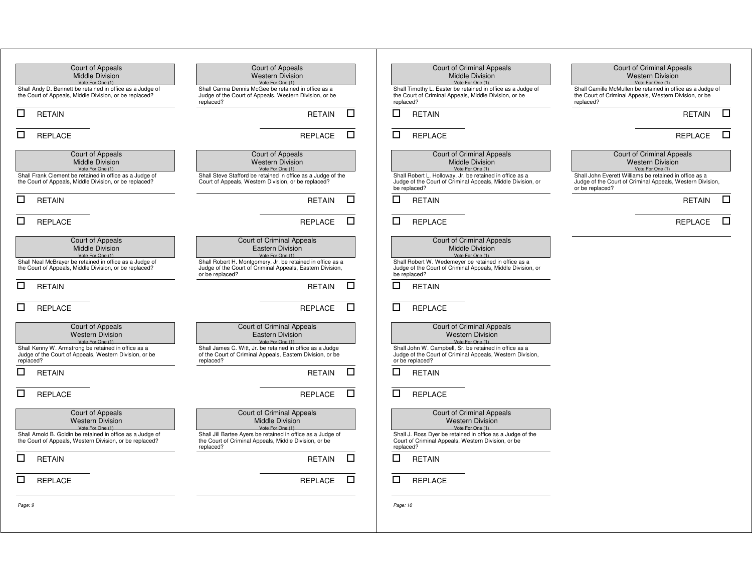### Court of Appeals
### Middle Division
Vote For One (1)

Shall Andy D. Bennett be retained in office as a Judge of the Court of Appeals, Middle Division, or be replaced?

☐ RETAIN

☐ REPLACE

### Court of Appeals
### Middle Division
Vote For One (1)

Shall Frank Clement be retained in office as a Judge of the Court of Appeals, Middle Division, or be replaced?

☐ RETAIN

☐ REPLACE

### Court of Appeals
### Middle Division
Vote For One (1)

Shall Neal McBrayer be retained in office as a Judge of the Court of Appeals, Middle Division, or be replaced?

☐ RETAIN

☐ REPLACE

### Court of Appeals
### Western Division
Vote For One (1)

Shall Kenny W. Armstrong be retained in office as a Judge of the Court of Appeals, Western Division, or be replaced?

☐ RETAIN

☐ REPLACE

### Court of Appeals
### Western Division
Vote For One (1)

Shall Arnold B. Goldin be retained in office as a Judge of the Court of Appeals, Western Division, or be replaced?

☐ RETAIN

☐ REPLACE

### Court of Appeals
### Western Division
Vote For One (1)

Shall Carma Dennis McGee be retained in office as a Judge of the Court of Appeals, Western Division, or be replaced?

RETAIN ☐

REPLACE ☐

### Court of Appeals
### Western Division
Vote For One (1)

Shall Steve Stafford be retained in office as a Judge of the Court of Appeals, Western Division, or be replaced?

RETAIN ☐

REPLACE ☐

### Court of Criminal Appeals
### Eastern Division
Vote For One (1)

Shall Robert H. Montgomery, Jr. be retained in office as a Judge of the Court of Criminal Appeals, Eastern Division, or be replaced?

RETAIN ☐

REPLACE ☐

### Court of Criminal Appeals
### Eastern Division
Vote For One (1)

Shall James C. Witt, Jr. be retained in office as a Judge of the Court of Criminal Appeals, Eastern Division, or be replaced?

RETAIN ☐

REPLACE ☐

### Court of Criminal Appeals
### Middle Division
Vote For One (1)

Shall Jill Bartee Ayers be retained in office as a Judge of the Court of Criminal Appeals, Middle Division, or be replaced?

RETAIN ☐

REPLACE ☐

### Court of Criminal Appeals
### Middle Division
Vote For One (1)

Shall Timothy L. Easter be retained in office as a Judge of the Court of Criminal Appeals, Middle Division, or be replaced?

☐ RETAIN

☐ REPLACE

### Court of Criminal Appeals
### Middle Division
Vote For One (1)

Shall Robert L. Holloway, Jr. be retained in office as a Judge of the Court of Criminal Appeals, Middle Division, or be replaced?

☐ RETAIN

☐ REPLACE

### Court of Criminal Appeals
### Middle Division
Vote For One (1)

Shall Robert W. Wedemeyer be retained in office as a Judge of the Court of Criminal Appeals, Middle Division, or be replaced?

☐ RETAIN

☐ REPLACE

### Court of Criminal Appeals
### Western Division
Vote For One (1)

Shall John W. Campbell, Sr. be retained in office as a Judge of the Court of Criminal Appeals, Western Division, or be replaced?

☐ RETAIN

☐ REPLACE

### Court of Criminal Appeals
### Western Division
Vote For One (1)

Shall J. Ross Dyer be retained in office as a Judge of the Court of Criminal Appeals, Western Division, or be replaced?

☐ RETAIN

☐ REPLACE

### Court of Criminal Appeals
### Western Division
Vote For One (1)

Shall Camille McMullen be retained in office as a Judge of the Court of Criminal Appeals, Western Division, or be replaced?

RETAIN ☐

REPLACE ☐

### Court of Criminal Appeals
### Western Division
Vote For One (1)

Shall John Everett Williams be retained in office as a Judge of the Court of Criminal Appeals, Western Division, or be replaced?

RETAIN ☐

REPLACE ☐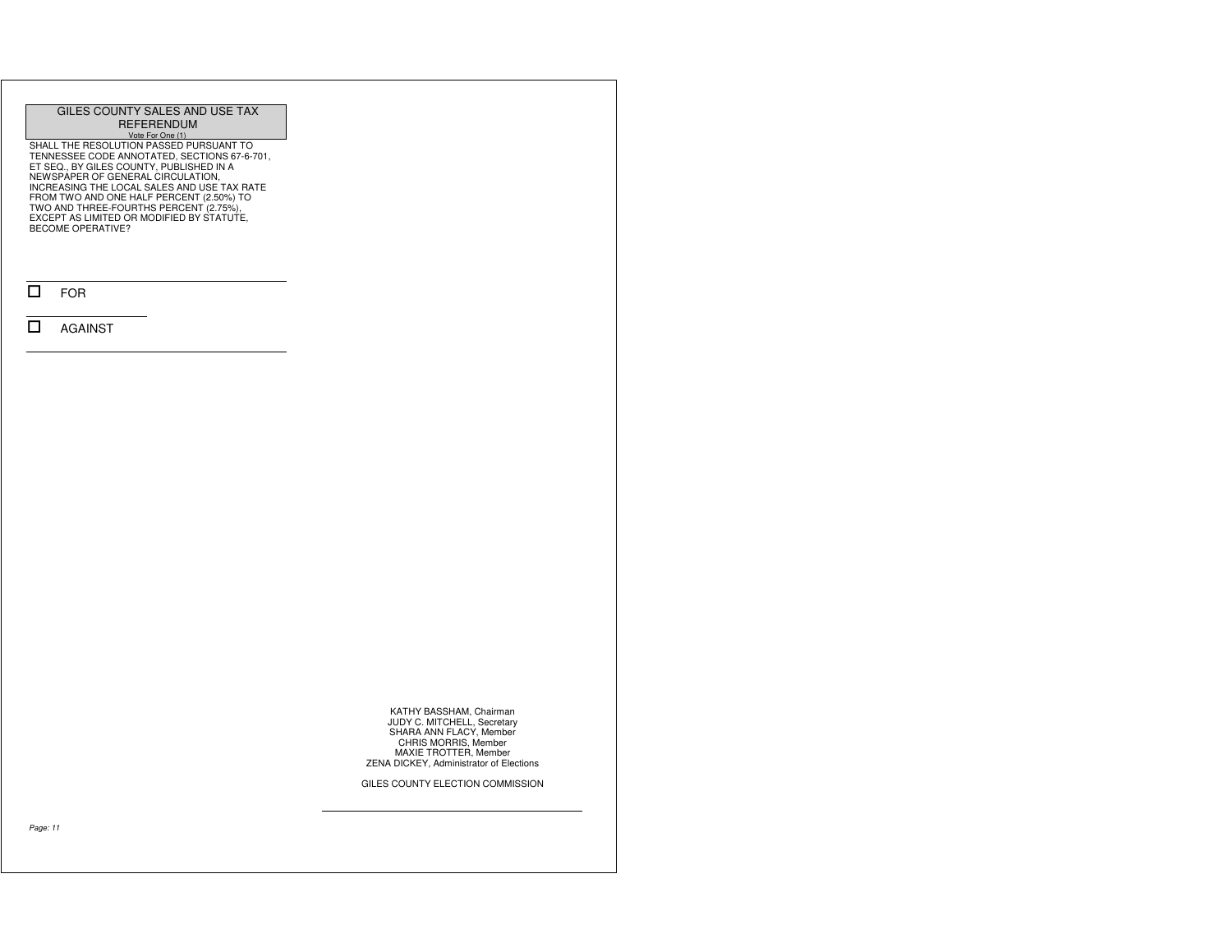## GILES COUNTY SALES AND USE TAX REFERENDUM

Vote For One (1)

SHALL THE RESOLUTION PASSED PURSUANT TO TENNESSEE CODE ANNOTATED, SECTIONS 67-6-701, ET SEQ., BY GILES COUNTY, PUBLISHED IN A NEWSPAPER OF GENERAL CIRCULATION, INCREASING THE LOCAL SALES AND USE TAX RATE FROM TWO AND ONE HALF PERCENT (2.50%) TO TWO AND THREE-FOURTHS PERCENT (2.75%), EXCEPT AS LIMITED OR MODIFIED BY STATUTE, BECOME OPERATIVE?

☐ FOR

☐ AGAINST

KATHY BASSHAM, Chairman
JUDY C. MITCHELL, Secretary
SHARA ANN FLACY, Member
CHRIS MORRIS, Member
MAXIE TROTTER, Member
ZENA DICKEY, Administrator of Elections

GILES COUNTY ELECTION COMMISSION